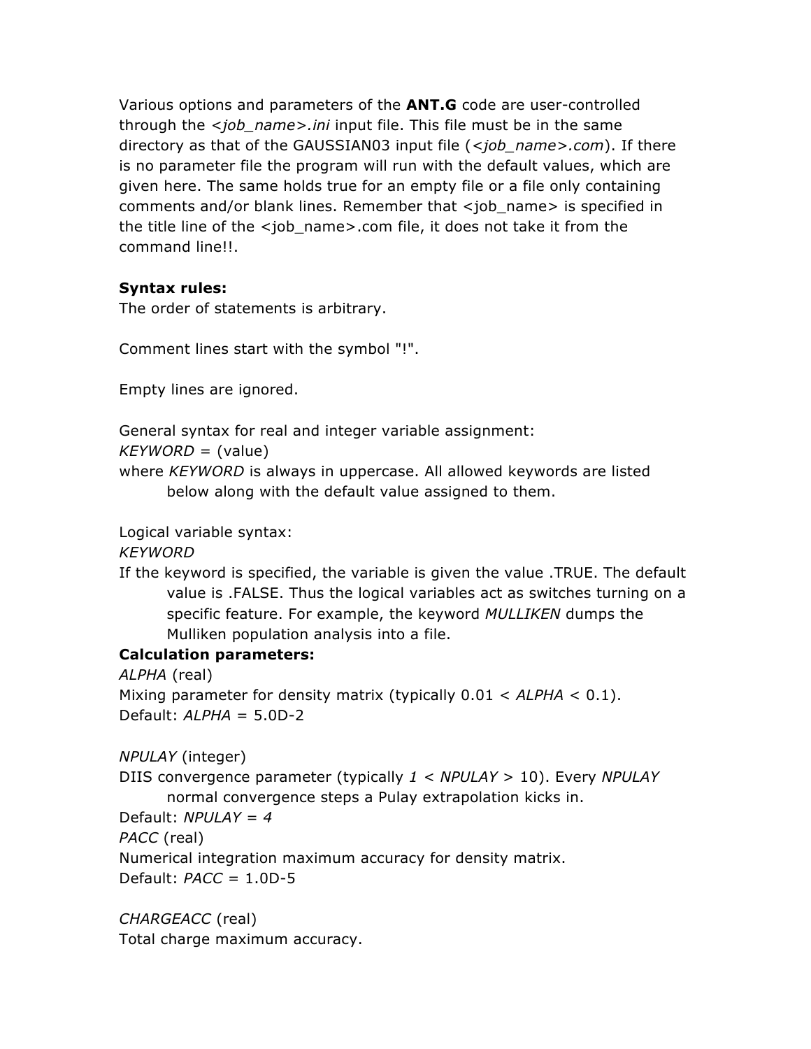Various options and parameters of the **ANT.G** code are user-controlled through the *<job_name>.ini* input file. This file must be in the same directory as that of the GAUSSIAN03 input file (*<job_name>.com*). If there is no parameter file the program will run with the default values, which are given here. The same holds true for an empty file or a file only containing comments and/or blank lines. Remember that <job_name> is specified in the title line of the <job_name>.com file, it does not take it from the command line!!.

**Syntax rules:**

The order of statements is arbitrary.

Comment lines start with the symbol "!".

Empty lines are ignored.

General syntax for real and integer variable assignment:

*KEYWORD* = (value)

where *KEYWORD* is always in uppercase. All allowed keywords are listed below along with the default value assigned to them.

Logical variable syntax:

*KEYWORD*

If the keyword is specified, the variable is given the value .TRUE. The default value is .FALSE. Thus the logical variables act as switches turning on a specific feature. For example, the keyword *MULLIKEN* dumps the Mulliken population analysis into a file.

**Calculation parameters:**

*ALPHA* (real)

Mixing parameter for density matrix (typically 0.01 < *ALPHA* < 0.1).

Default: *ALPHA* = 5.0D-2

*NPULAY* (integer)

DIIS convergence parameter (typically *1* < *NPULAY* > 10). Every *NPULAY* normal convergence steps a Pulay extrapolation kicks in.

Default: *NPULAY = 4*

*PACC* (real)

Numerical integration maximum accuracy for density matrix.

Default: *PACC* = 1.0D-5

*CHARGEACC* (real)

Total charge maximum accuracy.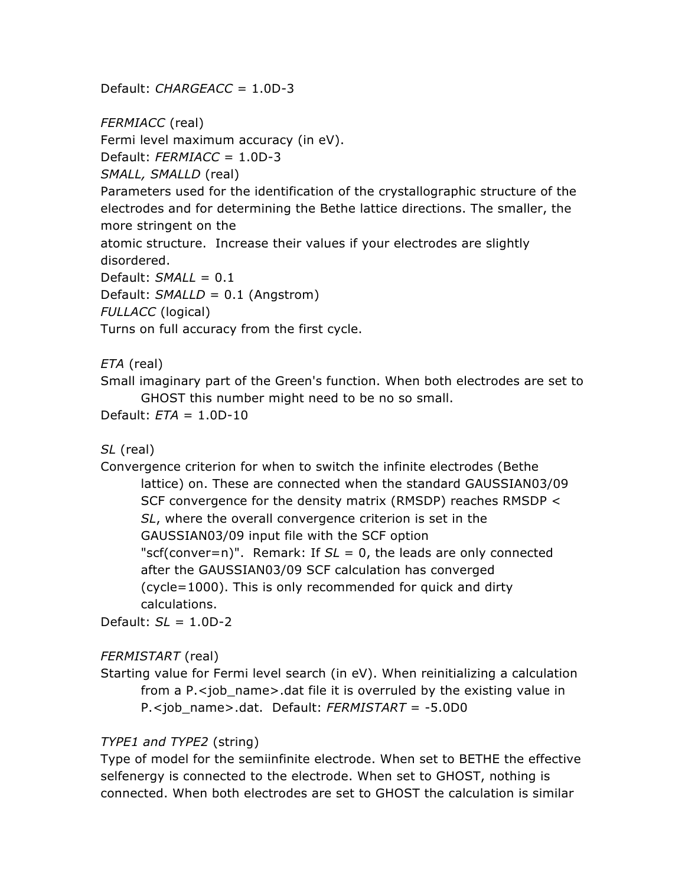Default: *CHARGEACC* = 1.0D-3

*FERMIACC* (real)
Fermi level maximum accuracy (in eV).
Default: *FERMIACC* = 1.0D-3
*SMALL, SMALLD* (real)
Parameters used for the identification of the crystallographic structure of the electrodes and for determining the Bethe lattice directions. The smaller, the more stringent on the
atomic structure. Increase their values if your electrodes are slightly disordered.
Default: *SMALL* = 0.1
Default: *SMALLD* = 0.1 (Angstrom)
*FULLACC* (logical)
Turns on full accuracy from the first cycle.

*ETA* (real)
Small imaginary part of the Green's function. When both electrodes are set to GHOST this number might need to be no so small.
Default: *ETA* = 1.0D-10

*SL* (real)
Convergence criterion for when to switch the infinite electrodes (Bethe lattice) on. These are connected when the standard GAUSSIAN03/09 SCF convergence for the density matrix (RMSDP) reaches RMSDP < *SL*, where the overall convergence criterion is set in the GAUSSIAN03/09 input file with the SCF option "scf(conver=n)". Remark: If *SL* = 0, the leads are only connected after the GAUSSIAN03/09 SCF calculation has converged (cycle=1000). This is only recommended for quick and dirty calculations.
Default: *SL* = 1.0D-2

*FERMISTART* (real)
Starting value for Fermi level search (in eV). When reinitializing a calculation from a P.<job_name>.dat file it is overruled by the existing value in P.<job_name>.dat. Default: *FERMISTART* = -5.0D0

*TYPE1 and TYPE2* (string)
Type of model for the semiinfinite electrode. When set to BETHE the effective selfenergy is connected to the electrode. When set to GHOST, nothing is connected. When both electrodes are set to GHOST the calculation is similar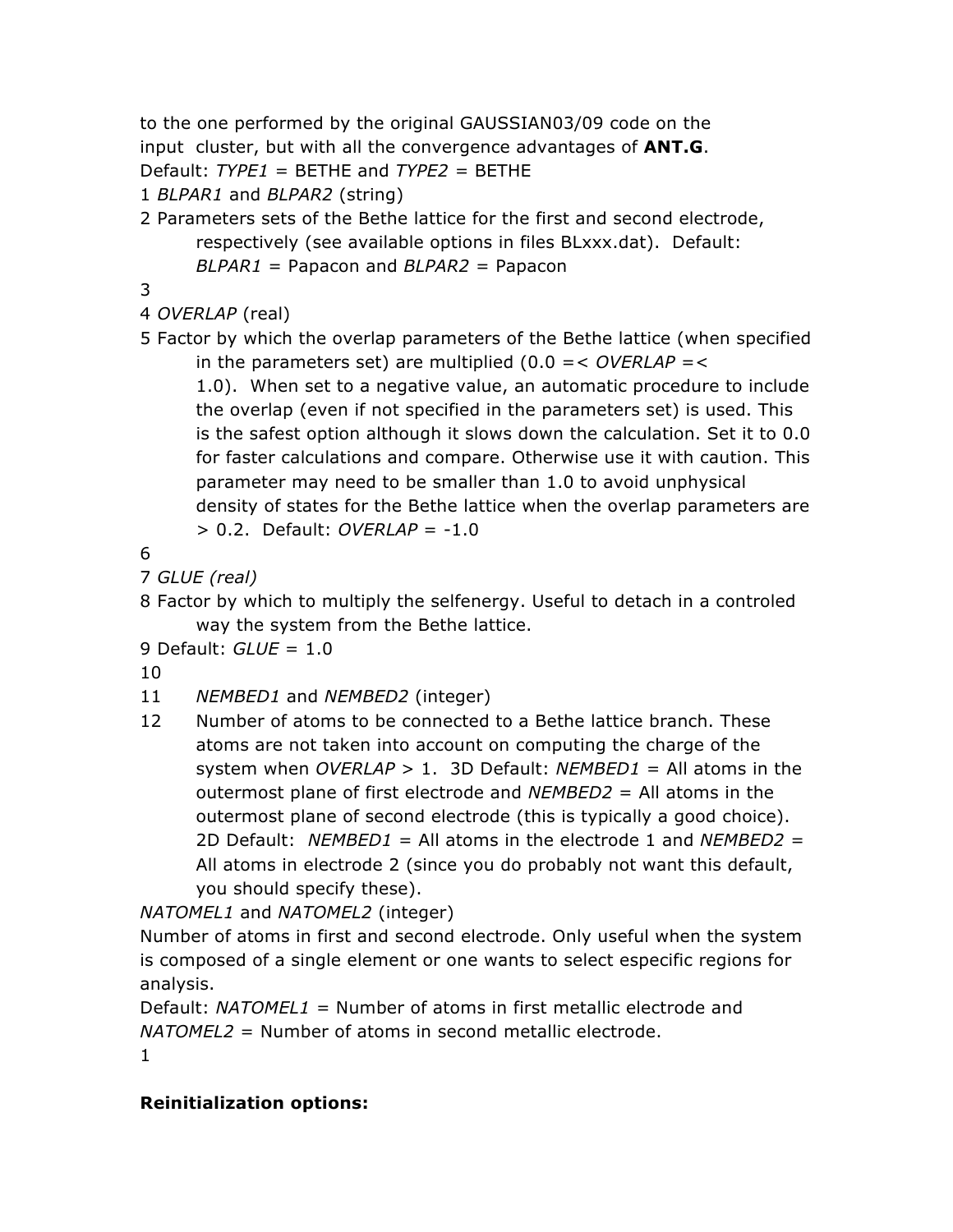to the one performed by the original GAUSSIAN03/09 code on the input cluster, but with all the convergence advantages of **ANT.G**.
Default: *TYPE1* = BETHE and *TYPE2* = BETHE

1 *BLPAR1* and *BLPAR2* (string)

2 Parameters sets of the Bethe lattice for the first and second electrode, respectively (see available options in files BLxxx.dat). Default: *BLPAR1* = Papacon and *BLPAR2* = Papacon

3

4 *OVERLAP* (real)

5 Factor by which the overlap parameters of the Bethe lattice (when specified in the parameters set) are multiplied (0.0 =< *OVERLAP* =< 1.0). When set to a negative value, an automatic procedure to include the overlap (even if not specified in the parameters set) is used. This is the safest option although it slows down the calculation. Set it to 0.0 for faster calculations and compare. Otherwise use it with caution. This parameter may need to be smaller than 1.0 to avoid unphysical density of states for the Bethe lattice when the overlap parameters are > 0.2. Default: *OVERLAP* = -1.0

6

7 *GLUE (real)*

8 Factor by which to multiply the selfenergy. Useful to detach in a controled way the system from the Bethe lattice.

9 Default: *GLUE* = 1.0

10

11 *NEMBED1* and *NEMBED2* (integer)

12 Number of atoms to be connected to a Bethe lattice branch. These atoms are not taken into account on computing the charge of the system when *OVERLAP* > 1. 3D Default: *NEMBED1* = All atoms in the outermost plane of first electrode and *NEMBED2* = All atoms in the outermost plane of second electrode (this is typically a good choice). 2D Default: *NEMBED1* = All atoms in the electrode 1 and *NEMBED2* = All atoms in electrode 2 (since you do probably not want this default, you should specify these).

*NATOMEL1* and *NATOMEL2* (integer)
Number of atoms in first and second electrode. Only useful when the system is composed of a single element or one wants to select especific regions for analysis.
Default: *NATOMEL1* = Number of atoms in first metallic electrode and *NATOMEL2* = Number of atoms in second metallic electrode.

1

**Reinitialization options:**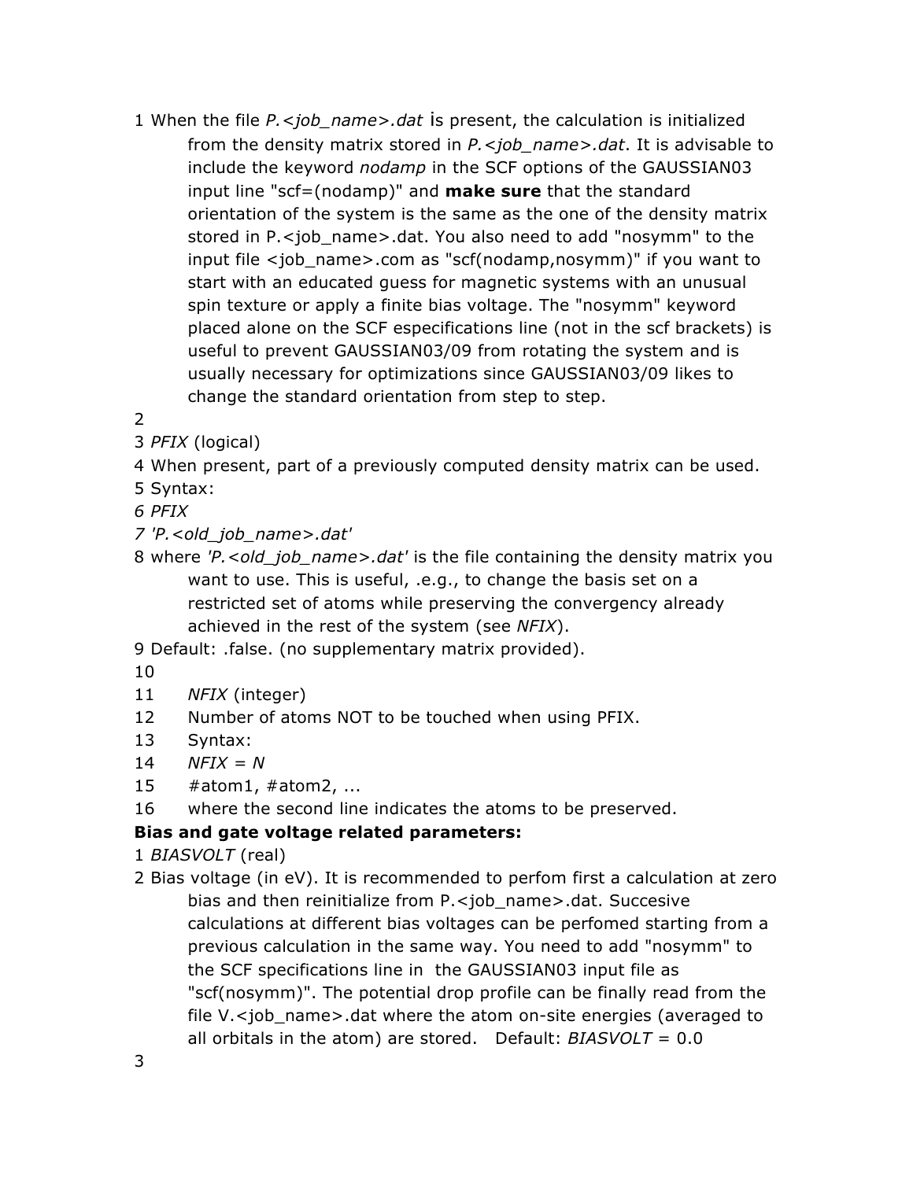1 When the file *P.<job_name>.dat* is present, the calculation is initialized from the density matrix stored in *P.<job_name>.dat*. It is advisable to include the keyword *nodamp* in the SCF options of the GAUSSIAN03 input line "scf=(nodamp)" and **make sure** that the standard orientation of the system is the same as the one of the density matrix stored in P.<job_name>.dat. You also need to add "nosymm" to the input file <job_name>.com as "scf(nodamp,nosymm)" if you want to start with an educated guess for magnetic systems with an unusual spin texture or apply a finite bias voltage. The "nosymm" keyword placed alone on the SCF especifications line (not in the scf brackets) is useful to prevent GAUSSIAN03/09 from rotating the system and is usually necessary for optimizations since GAUSSIAN03/09 likes to change the standard orientation from step to step.

2

3 *PFIX* (logical)

4 When present, part of a previously computed density matrix can be used.

5 Syntax:

6 *PFIX*

7 *'P.<old_job_name>.dat'*

8 where *'P.<old_job_name>.dat'* is the file containing the density matrix you want to use. This is useful, .e.g., to change the basis set on a restricted set of atoms while preserving the convergency already achieved in the rest of the system (see *NFIX*).

9 Default: .false. (no supplementary matrix provided).

10

11 *NFIX* (integer)

12 Number of atoms NOT to be touched when using PFIX.

13 Syntax:

14 *NFIX = N*

15 #atom1, #atom2, ...

16 where the second line indicates the atoms to be preserved.

**Bias and gate voltage related parameters:**

1 *BIASVOLT* (real)

2 Bias voltage (in eV). It is recommended to perfom first a calculation at zero bias and then reinitialize from P.<job_name>.dat. Succesive calculations at different bias voltages can be perfomed starting from a previous calculation in the same way. You need to add "nosymm" to the SCF specifications line in the GAUSSIAN03 input file as "scf(nosymm)". The potential drop profile can be finally read from the file V.<job_name>.dat where the atom on-site energies (averaged to all orbitals in the atom) are stored. Default: *BIASVOLT* = 0.0

3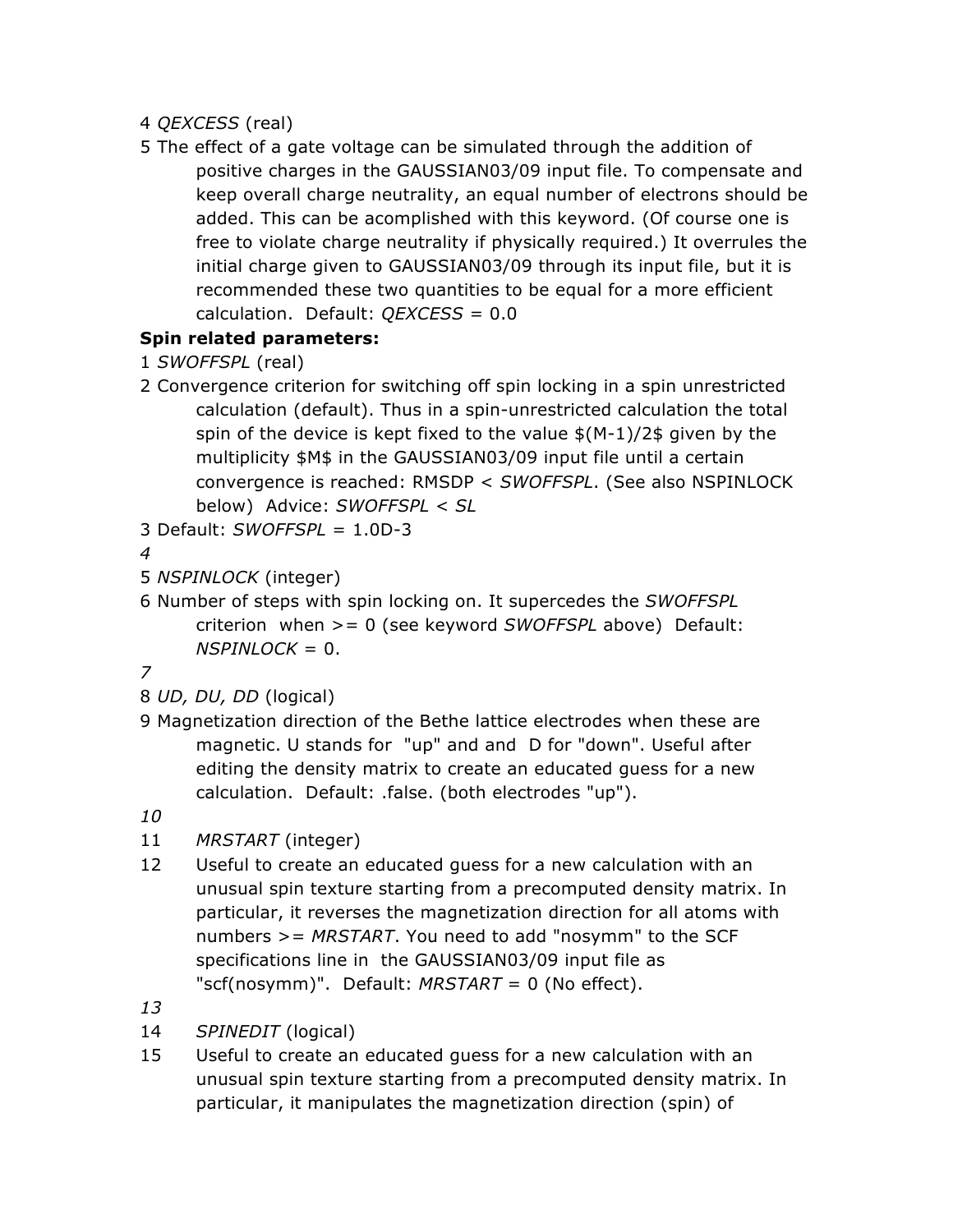4 *QEXCESS* (real)

5 The effect of a gate voltage can be simulated through the addition of positive charges in the GAUSSIAN03/09 input file. To compensate and keep overall charge neutrality, an equal number of electrons should be added. This can be acomplished with this keyword. (Of course one is free to violate charge neutrality if physically required.) It overrules the initial charge given to GAUSSIAN03/09 through its input file, but it is recommended these two quantities to be equal for a more efficient calculation. Default: *QEXCESS* = 0.0

**Spin related parameters:**

1 *SWOFFSPL* (real)

2 Convergence criterion for switching off spin locking in a spin unrestricted calculation (default). Thus in a spin-unrestricted calculation the total spin of the device is kept fixed to the value $(M-1)/2$ given by the multiplicity $M$ in the GAUSSIAN03/09 input file until a certain convergence is reached: RMSDP < *SWOFFSPL*. (See also NSPINLOCK below) Advice: *SWOFFSPL* < *SL*

3 Default: *SWOFFSPL* = 1.0D-3

*4*

5 *NSPINLOCK* (integer)

6 Number of steps with spin locking on. It supercedes the *SWOFFSPL* criterion when >= 0 (see keyword *SWOFFSPL* above) Default: *NSPINLOCK* = 0.

*7*

8 *UD, DU, DD* (logical)

9 Magnetization direction of the Bethe lattice electrodes when these are magnetic. U stands for "up" and and D for "down". Useful after editing the density matrix to create an educated guess for a new calculation. Default: .false. (both electrodes "up").

*10*

11 *MRSTART* (integer)

12 Useful to create an educated guess for a new calculation with an unusual spin texture starting from a precomputed density matrix. In particular, it reverses the magnetization direction for all atoms with numbers >= *MRSTART*. You need to add "nosymm" to the SCF specifications line in the GAUSSIAN03/09 input file as "scf(nosymm)". Default: *MRSTART* = 0 (No effect).

*13*

14 *SPINEDIT* (logical)

15 Useful to create an educated guess for a new calculation with an unusual spin texture starting from a precomputed density matrix. In particular, it manipulates the magnetization direction (spin) of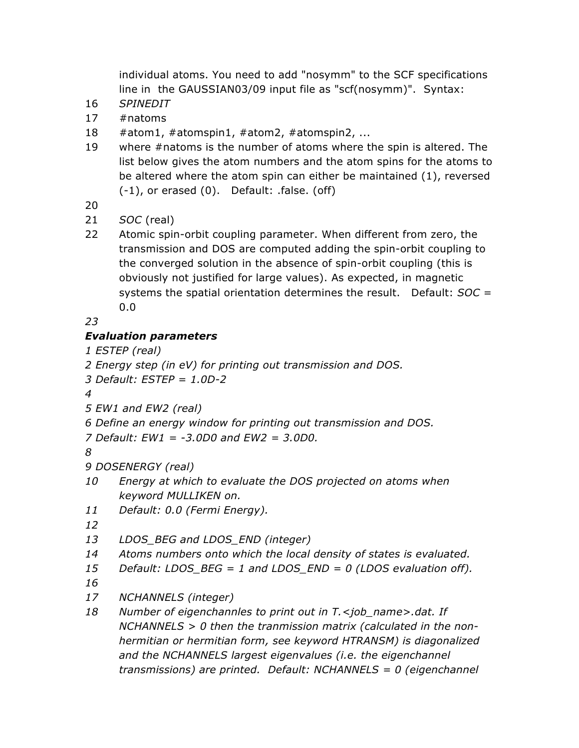individual atoms. You need to add "nosymm" to the SCF specifications line in the GAUSSIAN03/09 input file as "scf(nosymm)". Syntax:

16 *SPINEDIT*
17 #natoms
18 #atom1, #atomspin1, #atom2, #atomspin2, ...
19 where #natoms is the number of atoms where the spin is altered. The list below gives the atom numbers and the atom spins for the atoms to be altered where the atom spin can either be maintained (1), reversed (-1), or erased (0). Default: .false. (off)
20
21 *SOC* (real)
22 Atomic spin-orbit coupling parameter. When different from zero, the transmission and DOS are computed adding the spin-orbit coupling to the converged solution in the absence of spin-orbit coupling (this is obviously not justified for large values). As expected, in magnetic systems the spatial orientation determines the result. Default: *SOC* = 0.0
*23*

***Evaluation parameters***

*1 ESTEP (real)*
*2 Energy step (in eV) for printing out transmission and DOS.*
*3 Default: ESTEP = 1.0D-2*
*4*
*5 EW1 and EW2 (real)*
*6 Define an energy window for printing out transmission and DOS.*
*7 Default: EW1 = -3.0D0 and EW2 = 3.0D0.*
*8*
*9 DOSENERGY (real)*
*10 Energy at which to evaluate the DOS projected on atoms when keyword MULLIKEN on.*
*11 Default: 0.0 (Fermi Energy).*
*12*
*13 LDOS_BEG and LDOS_END (integer)*
*14 Atoms numbers onto which the local density of states is evaluated.*
*15 Default: LDOS_BEG = 1 and LDOS_END = 0 (LDOS evaluation off).*
*16*
*17 NCHANNELS (integer)*
*18 Number of eigenchannles to print out in T.<job_name>.dat. If NCHANNELS > 0 then the tranmission matrix (calculated in the non-hermitian or hermitian form, see keyword HTRANSM) is diagonalized and the NCHANNELS largest eigenvalues (i.e. the eigenchannel transmissions) are printed. Default: NCHANNELS = 0 (eigenchannel*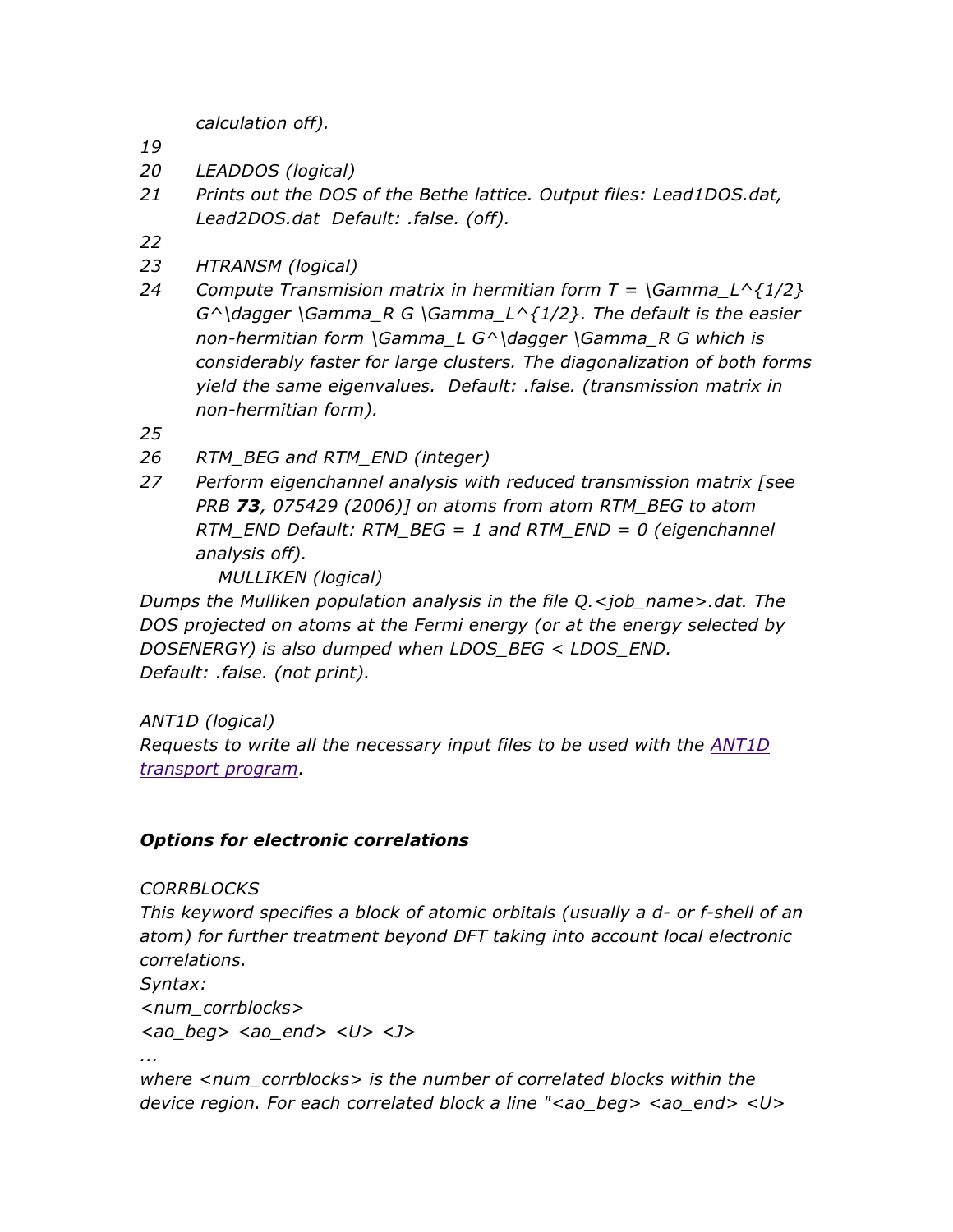*calculation off).*

*19*

*20 LEADDOS (logical)*

*21 Prints out the DOS of the Bethe lattice. Output files: Lead1DOS.dat, Lead2DOS.dat Default: .false. (off).*

*22*

*23 HTRANSM (logical)*

*24 Compute Transmision matrix in hermitian form T = \Gamma_L^{1/2} G^\dagger \Gamma_R G \Gamma_L^{1/2}. The default is the easier non-hermitian form \Gamma_L G^\dagger \Gamma_R G which is considerably faster for large clusters. The diagonalization of both forms yield the same eigenvalues. Default: .false. (transmission matrix in non-hermitian form).*

*25*

*26 RTM_BEG and RTM_END (integer)*

*27 Perform eigenchannel analysis with reduced transmission matrix [see PRB **73**, 075429 (2006)] on atoms from atom RTM_BEG to atom RTM_END Default: RTM_BEG = 1 and RTM_END = 0 (eigenchannel analysis off).*

*MULLIKEN (logical)*

*Dumps the Mulliken population analysis in the file Q.<job_name>.dat. The DOS projected on atoms at the Fermi energy (or at the energy selected by DOSENERGY) is also dumped when LDOS_BEG < LDOS_END.*
*Default: .false. (not print).*

*ANT1D (logical)*

*Requests to write all the necessary input files to be used with the ANT1D transport program.*

### *Options for electronic correlations*

*CORRBLOCKS*

*This keyword specifies a block of atomic orbitals (usually a d- or f-shell of an atom) for further treatment beyond DFT taking into account local electronic correlations.*

*Syntax:*

*<num_corrblocks>*

*<ao_beg> <ao_end> <U> <J>*

*...*

*where <num_corrblocks> is the number of correlated blocks within the device region. For each correlated block a line "<ao_beg> <ao_end> <U>*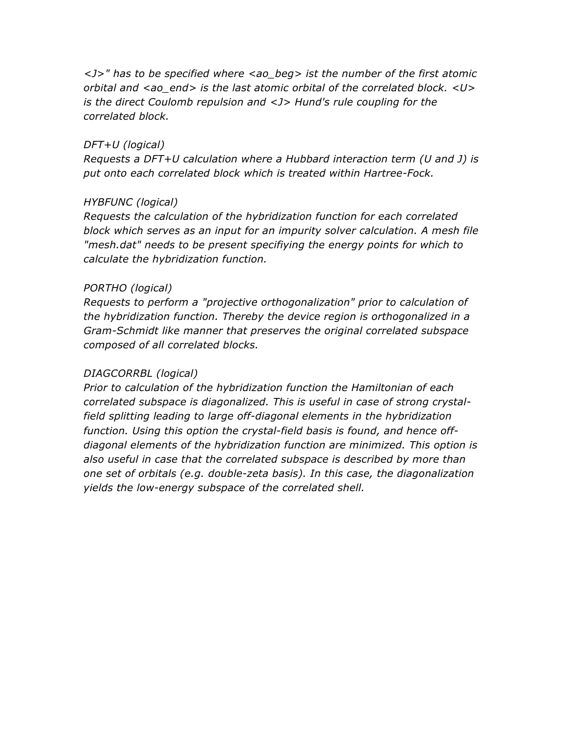*<J>" has to be specified where <ao_beg> ist the number of the first atomic orbital and <ao_end> is the last atomic orbital of the correlated block. <U> is the direct Coulomb repulsion and <J> Hund's rule coupling for the correlated block.*

*DFT+U (logical)*
*Requests a DFT+U calculation where a Hubbard interaction term (U and J) is put onto each correlated block which is treated within Hartree-Fock.*

*HYBFUNC (logical)*
*Requests the calculation of the hybridization function for each correlated block which serves as an input for an impurity solver calculation. A mesh file "mesh.dat" needs to be present specifiying the energy points for which to calculate the hybridization function.*

*PORTHO (logical)*
*Requests to perform a "projective orthogonalization" prior to calculation of the hybridization function. Thereby the device region is orthogonalized in a Gram-Schmidt like manner that preserves the original correlated subspace composed of all correlated blocks.*

*DIAGCORRBL (logical)*
*Prior to calculation of the hybridization function the Hamiltonian of each correlated subspace is diagonalized. This is useful in case of strong crystal-field splitting leading to large off-diagonal elements in the hybridization function. Using this option the crystal-field basis is found, and hence off-diagonal elements of the hybridization function are minimized. This option is also useful in case that the correlated subspace is described by more than one set of orbitals (e.g. double-zeta basis). In this case, the diagonalization yields the low-energy subspace of the correlated shell.*